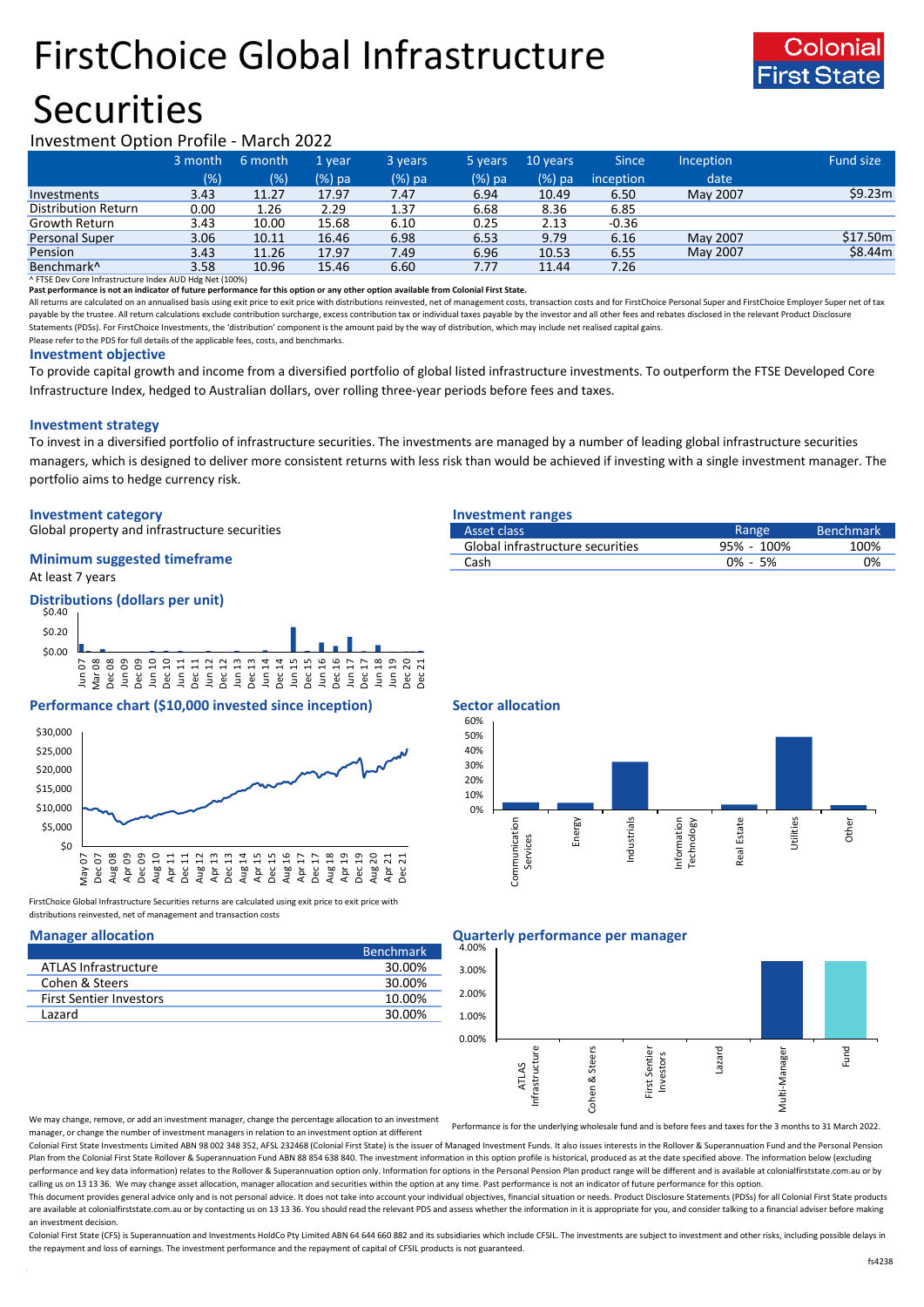# FirstChoice Global Infrastructure Securities

Colonial First State

Investment Option Profile - March 2022

| | 3 month (%) | 6 month (%) | 1 year (%) pa | 3 years (%) pa | 5 years (%) pa | 10 years (%) pa | Since inception | Inception date | Fund size |
|---|---|---|---|---|---|---|---|---|---|
| Investments | 3.43 | 11.27 | 17.97 | 7.47 | 6.94 | 10.49 | 6.50 | May 2007 | $9.23m |
| Distribution Return | 0.00 | 1.26 | 2.29 | 1.37 | 6.68 | 8.36 | 6.85 | | |
| Growth Return | 3.43 | 10.00 | 15.68 | 6.10 | 0.25 | 2.13 | -0.36 | | |
| Personal Super | 3.06 | 10.11 | 16.46 | 6.98 | 6.53 | 9.79 | 6.16 | May 2007 | $17.50m |
| Pension | 3.43 | 11.26 | 17.97 | 7.49 | 6.96 | 10.53 | 6.55 | May 2007 | $8.44m |
| Benchmark^ | 3.58 | 10.96 | 15.46 | 6.60 | 7.77 | 11.44 | 7.26 | | |

^ FTSE Dev Core Infrastructure Index AUD Hdg Net (100%)

**Past performance is not an indicator of future performance for this option or any other option available from Colonial First State.**

All returns are calculated on an annualised basis using exit price to exit price with distributions reinvested, net of management costs, transaction costs and for FirstChoice Personal Super and FirstChoice Employer Super net of tax payable by the trustee. All return calculations exclude contribution surcharge, excess contribution tax or individual taxes payable by the investor and all other fees and rebates disclosed in the relevant Product Disclosure Statements (PDSs). For FirstChoice Investments, the 'distribution' component is the amount paid by the way of distribution, which may include net realised capital gains.

Please refer to the PDS for full details of the applicable fees, costs, and benchmarks.

## Investment objective

To provide capital growth and income from a diversified portfolio of global listed infrastructure investments. To outperform the FTSE Developed Core Infrastructure Index, hedged to Australian dollars, over rolling three-year periods before fees and taxes.

## Investment strategy

To invest in a diversified portfolio of infrastructure securities. The investments are managed by a number of leading global infrastructure securities managers, which is designed to deliver more consistent returns with less risk than would be achieved if investing with a single investment manager. The portfolio aims to hedge currency risk.

## Investment category

Global property and infrastructure securities

## Minimum suggested timeframe

At least 7 years

## Investment ranges

| Asset class | Range | Benchmark |
|---|---|---|
| Global infrastructure securities | 95% - 100% | 100% |
| Cash | 0% - 5% | 0% |

## Distributions (dollars per unit)

## Performance chart ($10,000 invested since inception)

FirstChoice Global Infrastructure Securities returns are calculated using exit price to exit price with distributions reinvested, net of management and transaction costs

## Sector allocation

## Manager allocation

| | Benchmark |
|---|---|
| ATLAS Infrastructure | 30.00% |
| Cohen & Steers | 30.00% |
| First Sentier Investors | 10.00% |
| Lazard | 30.00% |

We may change, remove, or add an investment manager, change the percentage allocation to an investment manager, or change the number of investment managers in relation to an investment option at different

## Quarterly performance per manager

Performance is for the underlying wholesale fund and is before fees and taxes for the 3 months to 31 March 2022.

Colonial First State Investments Limited ABN 98 002 348 352, AFSL 232468 (Colonial First State) is the issuer of Managed Investment Funds. It also issues interests in the Rollover & Superannuation Fund and the Personal Pension Plan from the Colonial First State Rollover & Superannuation Fund ABN 88 854 638 840. The investment information in this option profile is historical, produced as at the date specified above. The information below (excluding performance and key data information) relates to the Rollover & Superannuation option only. Information for options in the Personal Pension Plan product range will be different and is available at colonialfirststate.com.au or by calling us on 13 13 36. We may change asset allocation, manager allocation and securities within the option at any time. Past performance is not an indicator of future performance for this option.

This document provides general advice only and is not personal advice. It does not take into account your individual objectives, financial situation or needs. Product Disclosure Statements (PDSs) for all Colonial First State products are available at colonialfirststate.com.au or by contacting us on 13 13 36. You should read the relevant PDS and assess whether the information in it is appropriate for you, and consider talking to a financial adviser before making an investment decision.

Colonial First State (CFS) is Superannuation and Investments HoldCo Pty Limited ABN 64 644 660 882 and its subsidiaries which include CFSIL. The investments are subject to investment and other risks, including possible delays in the repayment and loss of earnings. The investment performance and the repayment of capital of CFSIL products is not guaranteed.

fs4238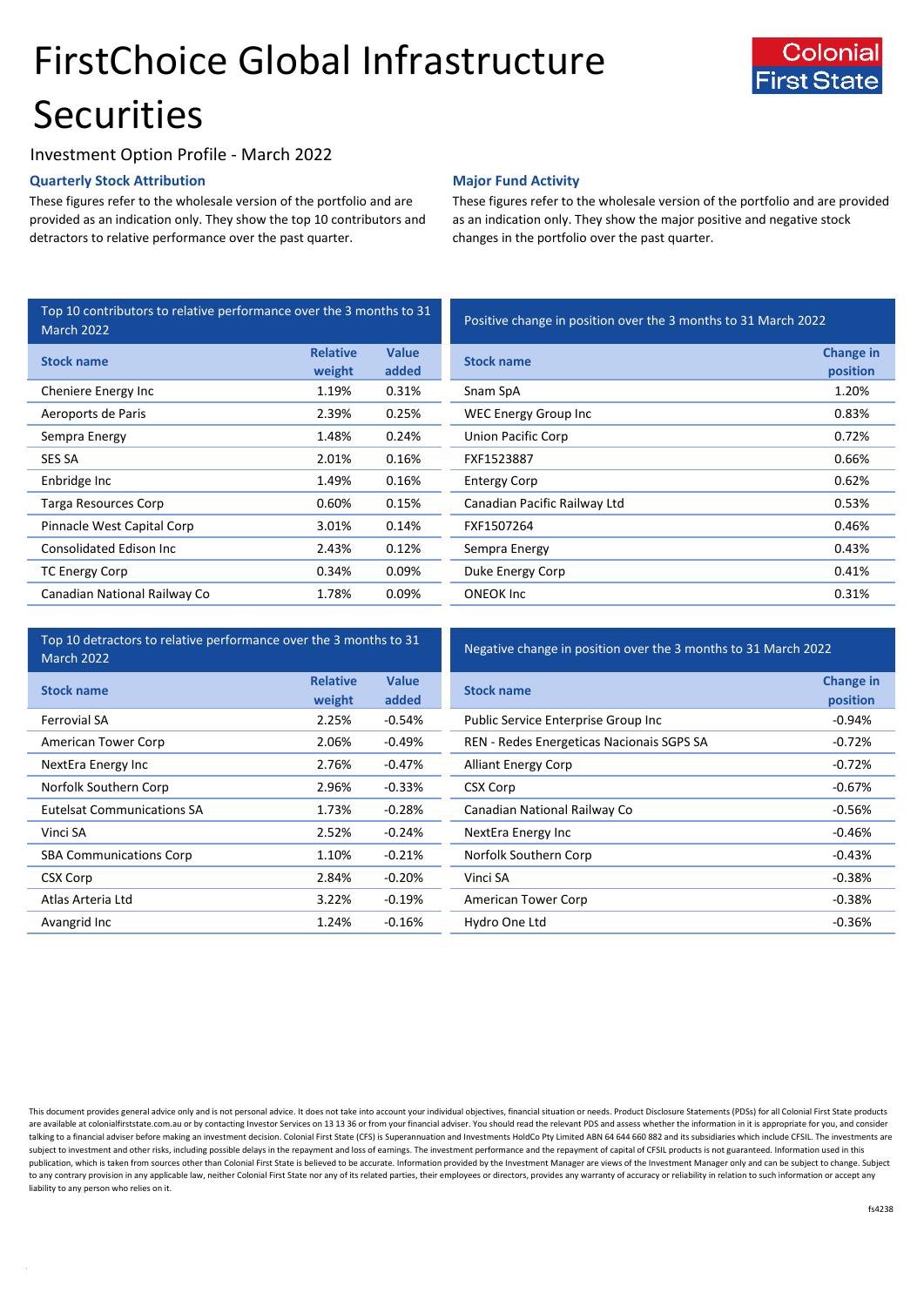# FirstChoice Global Infrastructure Securities

Colonial First State

Investment Option Profile - March 2022

### Quarterly Stock Attribution

These figures refer to the wholesale version of the portfolio and are provided as an indication only. They show the top 10 contributors and detractors to relative performance over the past quarter.

| Top 10 contributors to relative performance over the 3 months to 31 March 2022 | | |
|---|---|---|
| **Stock name** | **Relative weight** | **Value added** |
| Cheniere Energy Inc | 1.19% | 0.31% |
| Aeroports de Paris | 2.39% | 0.25% |
| Sempra Energy | 1.48% | 0.24% |
| SES SA | 2.01% | 0.16% |
| Enbridge Inc | 1.49% | 0.16% |
| Targa Resources Corp | 0.60% | 0.15% |
| Pinnacle West Capital Corp | 3.01% | 0.14% |
| Consolidated Edison Inc | 2.43% | 0.12% |
| TC Energy Corp | 0.34% | 0.09% |
| Canadian National Railway Co | 1.78% | 0.09% |

| Top 10 detractors to relative performance over the 3 months to 31 March 2022 | | |
|---|---|---|
| **Stock name** | **Relative weight** | **Value added** |
| Ferrovial SA | 2.25% | -0.54% |
| American Tower Corp | 2.06% | -0.49% |
| NextEra Energy Inc | 2.76% | -0.47% |
| Norfolk Southern Corp | 2.96% | -0.33% |
| Eutelsat Communications SA | 1.73% | -0.28% |
| Vinci SA | 2.52% | -0.24% |
| SBA Communications Corp | 1.10% | -0.21% |
| CSX Corp | 2.84% | -0.20% |
| Atlas Arteria Ltd | 3.22% | -0.19% |
| Avangrid Inc | 1.24% | -0.16% |

### Major Fund Activity

These figures refer to the wholesale version of the portfolio and are provided as an indication only. They show the major positive and negative stock changes in the portfolio over the past quarter.

| Positive change in position over the 3 months to 31 March 2022 | |
|---|---|
| **Stock name** | **Change in position** |
| Snam SpA | 1.20% |
| WEC Energy Group Inc | 0.83% |
| Union Pacific Corp | 0.72% |
| FXF1523887 | 0.66% |
| Entergy Corp | 0.62% |
| Canadian Pacific Railway Ltd | 0.53% |
| FXF1507264 | 0.46% |
| Sempra Energy | 0.43% |
| Duke Energy Corp | 0.41% |
| ONEOK Inc | 0.31% |

| Negative change in position over the 3 months to 31 March 2022 | |
|---|---|
| **Stock name** | **Change in position** |
| Public Service Enterprise Group Inc | -0.94% |
| REN - Redes Energeticas Nacionais SGPS SA | -0.72% |
| Alliant Energy Corp | -0.72% |
| CSX Corp | -0.67% |
| Canadian National Railway Co | -0.56% |
| NextEra Energy Inc | -0.46% |
| Norfolk Southern Corp | -0.43% |
| Vinci SA | -0.38% |
| American Tower Corp | -0.38% |
| Hydro One Ltd | -0.36% |

This document provides general advice only and is not personal advice. It does not take into account your individual objectives, financial situation or needs. Product Disclosure Statements (PDSs) for all Colonial First State products are available at colonialfirststate.com.au or by contacting Investor Services on 13 13 36 or from your financial adviser. You should read the relevant PDS and assess whether the information in it is appropriate for you, and consider talking to a financial adviser before making an investment decision. Colonial First State (CFS) is Superannuation and Investments HoldCo Pty Limited ABN 64 644 660 882 and its subsidiaries which include CFSIL. The investments are subject to investment and other risks, including possible delays in the repayment and loss of earnings. The investment performance and the repayment of capital of CFSIL products is not guaranteed. Information used in this publication, which is taken from sources other than Colonial First State is believed to be accurate. Information provided by the Investment Manager are views of the Investment Manager only and can be subject to change. Subject to any contrary provision in any applicable law, neither Colonial First State nor any of its related parties, their employees or directors, provides any warranty of accuracy or reliability in relation to such information or accept any liability to any person who relies on it.

fs4238